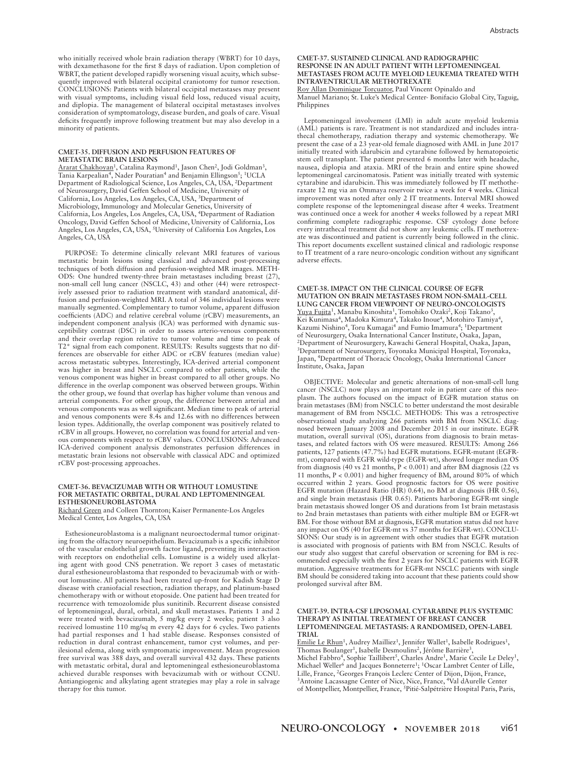who initially received whole brain radiation therapy (WBRT) for 10 days, with dexamethasone for the first 8 days of radiation. Upon completion of WBRT, the patient developed rapidly worsening visual acuity, which subsequently improved with bilateral occipital craniotomy for tumor resection. CONCLUSIONS: Patients with bilateral occipital metastases may present with visual symptoms, including visual field loss, reduced visual acuity, and diplopia. The management of bilateral occipital metastases involves consideration of symptomatology, disease burden, and goals of care. Visual deficits frequently improve following treatment but may also develop in a minority of patients.

### CMET-35. DIFFUSION AND PERFUSION FEATURES OF METASTATIC BRAIN LESIONS

Ararat Chakhoyan[1], Catalina Raymond[1], Jason Chen[2], Jodi Goldman[3], Tania Karpealian[4], Nader Pouratian[4] and Benjamin Ellingson[5]; [1]UCLA Department of Radiological Science, Los Angeles, CA, USA, [2]Department of Neurosurgery, David Geffen School of Medicine, University of California, Los Angeles, Los Angeles, CA, USA, [3]Department of Microbiology, Immunology and Molecular Genetics, University of California, Los Angeles, Los Angeles, CA, USA, [4]Department of Radiation Oncology, David Geffen School of Medicine, University of California, Los Angeles, Los Angeles, CA, USA, [5]University of California Los Angeles, Los Angeles, CA, USA

PURPOSE: To determine clinically relevant MRI features of various metastatic brain lesions using classical and advanced post-processing techniques of both diffusion and perfusion-weighted MR images. METHODS: One hundred twenty-three brain metastases including breast (27), non-small cell lung cancer (NSCLC, 43) and other (44) were retrospectively assessed prior to radiation treatment with standard anatomical, diffusion and perfusion-weighted MRI. A total of 346 individual lesions were manually segmented. Complementary to tumor volume, apparent diffusion coefficients (ADC) and relative cerebral volume (rCBV) measurements, an independent component analysis (ICA) was performed with dynamic susceptibility contrast (DSC) in order to assess arterio-venous components and their overlap region relative to tumor volume and time to peak of T2* signal from each component. RESULTS: Results suggests that no differences are observable for either ADC or rCBV features (median value) across metastatic subtypes. Interestingly, ICA-derived arterial component was higher in breast and NSCLC compared to other patients, while the venous component was higher in breast compared to all other groups. No difference in the overlap component was observed between groups. Within the other group, we found that overlap has higher volume than venous and arterial components. For other group, the difference between arterial and venous components was as well significant. Median time to peak of arterial and venous components were 8.4s and 12.6s with no differences between lesion types. Additionally, the overlap component was positively related to rCBV in all groups. However, no correlation was found for arterial and venous components with respect to rCBV values. CONCLUSIONS: Advanced ICA-derived component analysis demonstrates perfusion differences in metastatic brain lesions not observable with classical ADC and optimized rCBV post-processing approaches.

### CMET-36. BEVACIZUMAB WITH OR WITHOUT LOMUSTINE FOR METASTATIC ORBITAL, DURAL AND LEPTOMENINGEAL ESTHESIONEUROBLASTOMA

Richard Green and Colleen Thornton; Kaiser Permanente-Los Angeles Medical Center, Los Angeles, CA, USA

Esthesioneuroblastoma is a malignant neuroectodermal tumor originating from the olfactory neuroepithelium. Bevacizumab is a specific inhibitor of the vascular endothelial growth factor ligand, preventing its interaction with receptors on endothelial cells. Lomustine is a widely used alkylating agent with good CNS penetration. We report 3 cases of metastatic dural esthesioneuroblastoma that responded to bevacizumab with or without lomustine. All patients had been treated up-front for Kadish Stage D disease with craniofacial resection, radiation therapy, and platinum-based chemotherapy with or without etoposide. One patient had been treated for recurrence with temozolomide plus sunitinib. Recurrent disease consisted of leptomeningeal, dural, orbital, and skull metastases. Patients 1 and 2 were treated with bevacizumab, 5 mg/kg every 2 weeks; patient 3 also received lomustine 110 mg/sq m every 42 days for 6 cycles. Two patients had partial responses and 1 had stable disease. Responses consisted of reduction in dural contrast enhancement, tumor cyst volumes, and perilesional edema, along with symptomatic improvement. Mean progression free survival was 388 days, and overall survival 432 days. These patients with metastatic orbital, dural and leptomeningeal esthesioneuroblastoma achieved durable responses with bevacizumab with or without CCNU. Antiangiogenic and alkylating agent strategies may play a role in salvage therapy for this tumor.

### CMET-37. SUSTAINED CLINICAL AND RADIOGRAPHIC RESPONSE IN AN ADULT PATIENT WITH LEPTOMENINGEAL METASTASES FROM ACUTE MYELOID LEUKEMIA TREATED WITH INTRAVENTRICULAR METHOTREXATE

Roy Allan Dominique Torcuator, Paul Vincent Opinaldo and Manuel Mariano; St. Luke's Medical Center- Bonifacio Global City, Taguig, Philippines

Leptomeningeal involvement (LMI) in adult acute myeloid leukemia (AML) patients is rare. Treatment is not standardized and includes intrathecal chemotherapy, radiation therapy and systemic chemotherapy. We present the case of a 23 year-old female diagnosed with AML in June 2017 initially treated with idarubicin and cytarabine followed by hematopoietic stem cell transplant. The patient presented 6 months later with headache, nausea, diplopia and ataxia. MRI of the brain and entire spine showed leptomeningeal carcinomatosis. Patient was initially treated with systemic cytarabine and idarubicin. This was immediately followed by IT methotheraxate 12 mg via an Ommaya reservoir twice a week for 4 weeks. Clinical improvement was noted after only 2 IT treatments. Interval MRI showed complete response of the leptomeningeal disease after 4 weeks. Treatment was continued once a week for another 4 weeks followed by a repeat MRI confirming complete radiographic response. CSF cytology done before every intrathecal treatment did not show any leukemic cells. IT methotrexate was discontinued and patient is currently being followed in the clinic. This report documents excellent sustained clinical and radiologic response to IT treatment of a rare neuro-oncologic condition without any significant adverse effects.

### CMET-38. IMPACT ON THE CLINICAL COURSE OF EGFR MUTATION ON BRAIN METASTASES FROM NON-SMALL-CELL LUNG CANCER FROM VIEWPOINT OF NEURO-ONCOLOGISTS

Yuya Fujita[1], Manabu Kinoshita[1], Tomohiko Ozaki[2], Koji Takano[3], Kei Kunimasa[4], Madoka Kimura[4], Takako Inoue[4], Motohiro Tamiya[4], Kazumi Nishino[4], Toru Kumagai[4] and Fumio Imamura[4]; [1]Department of Neurosurgery, Osaka International Cancer Institute, Osaka, Japan, [2]Department of Neurosurgery, Kawachi General Hospital, Osaka, Japan, [3]Department of Neurosurgery, Toyonaka Municipal Hospital, Toyonaka, Japan, [4]Department of Thoracic Oncology, Osaka International Cancer Institute, Osaka, Japan

OBJECTIVE: Molecular and genetic alternations of non-small-cell lung cancer (NSCLC) now plays an important role in patient care of this neoplasm. The authors focused on the impact of EGFR mutation status on brain metastases (BM) from NSCLC to better understand the most desirable management of BM from NSCLC. METHODS: This was a retrospective observational study analyzing 266 patients with BM from NSCLC diagnosed between January 2008 and December 2015 in our institute. EGFR mutation, overall survival (OS), durations from diagnosis to brain metastases, and related factors with OS were measured. RESULTS: Among 266 patients, 127 patients (47.7%) had EGFR mutations. EGFR-mutant (EGFR-mt), compared with EGFR wild-type (EGFR-wt), showed longer median OS from diagnosis (40 vs 21 months, $P < 0.001$) and after BM diagnosis (22 vs 11 months, $P < 0.001$) and higher frequency of BM, around 80% of which occurred within 2 years. Good prognostic factors for OS were positive EGFR mutation (Hazard Ratio (HR) 0.64), no BM at diagnosis (HR 0.56), and single brain metastasis (HR 0.65). Patients harboring EGFR-mt single brain metastasis showed longer OS and durations from 1st brain metastasis to 2nd brain metastases than patients with either multiple BM or EGFR-wt BM. For those without BM at diagnosis, EGFR mutation status did not have any impact on OS (40 for EGFR-mt vs 37 months for EGFR-wt). CONCLUSIONS: Our study is in agreement with other studies that EGFR mutation is associated with prognosis of patients with BM from NSCLC. Results of our study also suggest that careful observation or screening for BM is recommended especially with the first 2 years for NSCLC patients with EGFR mutation. Aggressive treatments for EGFR-mt NSCLC patients with single BM should be considered taking into account that these patients could show prolonged survival after BM.

### CMET-39. INTRA-CSF LIPOSOMAL CYTARABINE PLUS SYSTEMIC THERAPY AS INITIAL TREATMENT OF BREAST CANCER LEPTOMENINGEAL METASTASIS: A RANDOMISED, OPEN-LABEL TRIAL

Emilie Le Rhun[1], Audrey Mailliez[1], Jennifer Wallet[1], Isabelle Rodrigues[1], Thomas Boulanger[1], Isabelle Desmoulins[2], Jérôme Barrière[3], Michel Fabbro[4], Sophie Taillibert[5], Charles Andre[1], Marie Cecile Le Deley[1], Michael Weller[6] and Jacques Bonneterre[1]; [1]Oscar Lambret Center of Lille, Lille, France, [2]Georges François Leclerc Center of Dijon, Dijon, France, [3]Antoine Lacassagne Center of Nice, Nice, France, [4]Val dAurelle Center of Montpellier, Montpellier, France, [5]Pitié-Salpétrière Hospital Paris, Paris,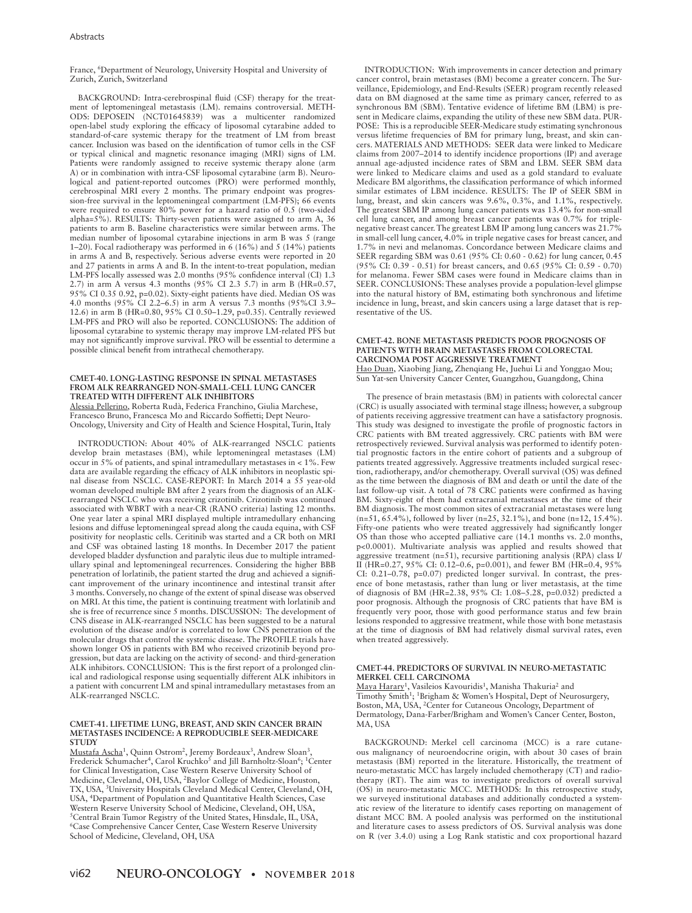France, [6]Department of Neurology, University Hospital and University of Zurich, Zurich, Switzerland

BACKGROUND: Intra-cerebrospinal fluid (CSF) therapy for the treatment of leptomeningeal metastasis (LM). remains controversial. METHODS: DEPOSEIN (NCT01645839) was a multicenter randomized open-label study exploring the efficacy of liposomal cytarabine added to standard-of-care systemic therapy for the treatment of LM from breast cancer. Inclusion was based on the identification of tumor cells in the CSF or typical clinical and magnetic resonance imaging (MRI) signs of LM. Patients were randomly assigned to receive systemic therapy alone (arm A) or in combination with intra-CSF liposomal cytarabine (arm B). Neurological and patient-reported outcomes (PRO) were performed monthly, cerebrospinal MRI every 2 months. The primary endpoint was progression-free survival in the leptomeningeal compartment (LM-PFS); 66 events were required to ensure 80% power for a hazard ratio of 0.5 (two-sided alpha=5%). RESULTS: Thirty-seven patients were assigned to arm A, 36 patients to arm B. Baseline characteristics were similar between arms. The median number of liposomal cytarabine injections in arm B was 5 (range 1–20). Focal radiotherapy was performed in 6 (16%) and 5 (14%) patients in arms A and B, respectively. Serious adverse events were reported in 20 and 27 patients in arms A and B. In the intent-to-treat population, median LM-PFS locally assessed was 2.0 months (95% confidence interval (CI) 1.3 2.7) in arm A versus 4.3 months (95% CI 2.3 5.7) in arm B (HR=0.57, 95% CI 0.35 0.92, p=0.02). Sixty-eight patients have died. Median OS was 4.0 months (95% CI 2.2–6.5) in arm A versus 7.3 months (95%CI 3.9–12.6) in arm B (HR=0.80, 95% CI 0.50–1.29, p=0.35). Centrally reviewed LM-PFS and PRO will also be reported. CONCLUSIONS: The addition of liposomal cytarabine to systemic therapy may improve LM-related PFS but may not significantly improve survival. PRO will be essential to determine a possible clinical benefit from intrathecal chemotherapy.

#### CMET-40. LONG-LASTING RESPONSE IN SPINAL METASTASES FROM ALK REARRANGED NON-SMALL-CELL LUNG CANCER TREATED WITH DIFFERENT ALK INHIBITORS

Alessia Pellerino, Roberta Rudà, Federica Franchino, Giulia Marchese, Francesco Bruno, Francesca Mo and Riccardo Soffietti; Dept Neuro-Oncology, University and City of Health and Science Hospital, Turin, Italy

INTRODUCTION: About 40% of ALK-rearranged NSCLC patients develop brain metastases (BM), while leptomeningeal metastases (LM) occur in 5% of patients, and spinal intramedullary metastases in < 1%. Few data are available regarding the efficacy of ALK inhibitors in neoplastic spinal disease from NSCLC. CASE-REPORT: In March 2014 a 55 year-old woman developed multiple BM after 2 years from the diagnosis of an ALK-rearranged NSCLC who was receiving crizotinib. Crizotinib was continued associated with WBRT with a near-CR (RANO criteria) lasting 12 months. One year later a spinal MRI displayed multiple intramedullary enhancing lesions and diffuse leptomeningeal spread along the cauda equina, with CSF positivity for neoplastic cells. Ceritinib was started and a CR both on MRI and CSF was obtained lasting 18 months. In December 2017 the patient developed bladder dysfunction and paralytic ileus due to multiple intramedullary spinal and leptomeningeal recurrences. Considering the higher BBB penetration of lorlatinib, the patient started the drug and achieved a significant improvement of the urinary incontinence and intestinal transit after 3 months. Conversely, no change of the extent of spinal disease was observed on MRI. At this time, the patient is continuing treatment with lorlatinib and she is free of recurrence since 5 months. DISCUSSION: The development of CNS disease in ALK-rearranged NSCLC has been suggested to be a natural evolution of the disease and/or is correlated to low CNS penetration of the molecular drugs that control the systemic disease. The PROFILE trials have shown longer OS in patients with BM who received crizotinib beyond progression, but data are lacking on the activity of second- and third-generation ALK inhibitors. CONCLUSION: This is the first report of a prolonged clinical and radiological response using sequentially different ALK inhibitors in a patient with concurrent LM and spinal intramedullary metastases from an ALK-rearranged NSCLC.

#### CMET-41. LIFETIME LUNG, BREAST, AND SKIN CANCER BRAIN METASTASES INCIDENCE: A REPRODUCIBLE SEER-MEDICARE STUDY

Mustafa Ascha[1], Quinn Ostrom[2], Jeremy Bordeaux[3], Andrew Sloan[3], Frederick Schumacher[4], Carol Kruchko[5] and Jill Barnholtz-Sloan[6]; [1]Center for Clinical Investigation, Case Western Reserve University School of Medicine, Cleveland, OH, USA, [2]Baylor College of Medicine, Houston, TX, USA, [3]University Hospitals Cleveland Medical Center, Cleveland, OH, USA, [4]Department of Population and Quantitative Health Sciences, Case Western Reserve University School of Medicine, Cleveland, OH, USA, [5]Central Brain Tumor Registry of the United States, Hinsdale, IL, USA, [6]Case Comprehensive Cancer Center, Case Western Reserve University School of Medicine, Cleveland, OH, USA

INTRODUCTION: With improvements in cancer detection and primary cancer control, brain metastases (BM) become a greater concern. The Surveillance, Epidemiology, and End-Results (SEER) program recently released data on BM diagnosed at the same time as primary cancer, referred to as synchronous BM (SBM). Tentative evidence of lifetime BM (LBM) is present in Medicare claims, expanding the utility of these new SBM data. PURPOSE: This is a reproducible SEER-Medicare study estimating synchronous versus lifetime frequencies of BM for primary lung, breast, and skin cancers. MATERIALS AND METHODS: SEER data were linked to Medicare claims from 2007–2014 to identify incidence proportions (IP) and average annual age-adjusted incidence rates of SBM and LBM. SEER SBM data were linked to Medicare claims and used as a gold standard to evaluate Medicare BM algorithms, the classification performance of which informed similar estimates of LBM incidence. RESULTS: The IP of SEER SBM in lung, breast, and skin cancers was 9.6%, 0.3%, and 1.1%, respectively. The greatest SBM IP among lung cancer patients was 13.4% for non-small cell lung cancer, and among breast cancer patients was 0.7% for triple-negative breast cancer. The greatest LBM IP among lung cancers was 21.7% in small-cell lung cancer, 4.0% in triple negative cases for breast cancer, and 1.7% in nevi and melanomas. Concordance between Medicare claims and SEER regarding SBM was 0.61 (95% CI: 0.60 - 0.62) for lung cancer, 0.45 (95% CI: 0.39 - 0.51) for breast cancers, and 0.65 (95% CI: 0.59 - 0.70) for melanoma. Fewer SBM cases were found in Medicare claims than in SEER. CONCLUSIONS: These analyses provide a population-level glimpse into the natural history of BM, estimating both synchronous and lifetime incidence in lung, breast, and skin cancers using a large dataset that is representative of the US.

#### CMET-42. BONE METASTASIS PREDICTS POOR PROGNOSIS OF PATIENTS WITH BRAIN METASTASES FROM COLORECTAL CARCINOMA POST AGGRESSIVE TREATMENT

Hao Duan, Xiaobing Jiang, Zhenqiang He, Juehui Li and Yonggao Mou; Sun Yat-sen University Cancer Center, Guangzhou, Guangdong, China

The presence of brain metastasis (BM) in patients with colorectal cancer (CRC) is usually associated with terminal stage illness; however, a subgroup of patients receiving aggressive treatment can have a satisfactory prognosis. This study was designed to investigate the profile of prognostic factors in CRC patients with BM treated aggressively. CRC patients with BM were retrospectively reviewed. Survival analysis was performed to identify potential prognostic factors in the entire cohort of patients and a subgroup of patients treated aggressively. Aggressive treatments included surgical resection, radiotherapy, and/or chemotherapy. Overall survival (OS) was defined as the time between the diagnosis of BM and death or until the date of the last follow-up visit. A total of 78 CRC patients were confirmed as having BM. Sixty-eight of them had extracranial metastases at the time of their BM diagnosis. The most common sites of extracranial metastases were lung (n=51, 65.4%), followed by liver (n=25, 32.1%), and bone (n=12, 15.4%). Fifty-one patients who were treated aggressively had significantly longer OS than those who accepted palliative care (14.1 months vs. 2.0 months, p<0.0001). Multivariate analysis was applied and results showed that aggressive treatment (n=51), recursive partitioning analysis (RPA) class I/II (HR=0.27, 95% CI: 0.12–0.6, p=0.001), and fewer BM (HR=0.4, 95% CI: 0.21–0.78, p=0.07) predicted longer survival. In contrast, the presence of bone metastasis, rather than lung or liver metastasis, at the time of diagnosis of BM (HR=2.38, 95% CI: 1.08–5.28, p=0.032) predicted a poor prognosis. Although the prognosis of CRC patients that have BM is frequently very poor, those with good performance status and few brain lesions responded to aggressive treatment, while those with bone metastasis at the time of diagnosis of BM had relatively dismal survival rates, even when treated aggressively.

#### CMET-44. PREDICTORS OF SURVIVAL IN NEURO-METASTATIC MERKEL CELL CARCINOMA

Maya Harary[1], Vasileios Kavouridis[1], Manisha Thakuria[2] and Timothy Smith[1]; [1]Brigham & Women's Hospital, Dept of Neurosurgery, Boston, MA, USA, [2]Center for Cutaneous Oncology, Department of Dermatology, Dana-Farber/Brigham and Women's Cancer Center, Boston, MA, USA

BACKGROUND: Merkel cell carcinoma (MCC) is a rare cutaneous malignancy of neuroendocrine origin, with about 30 cases of brain metastasis (BM) reported in the literature. Historically, the treatment of neuro-metastatic MCC has largely included chemotherapy (CT) and radiotherapy (RT). The aim was to investigate predictors of overall survival (OS) in neuro-metastatic MCC. METHODS: In this retrospective study, we surveyed institutional databases and additionally conducted a systematic review of the literature to identify cases reporting on management of distant MCC BM. A pooled analysis was performed on the institutional and literature cases to assess predictors of OS. Survival analysis was done on R (ver 3.4.0) using a Log Rank statistic and cox proportional hazard